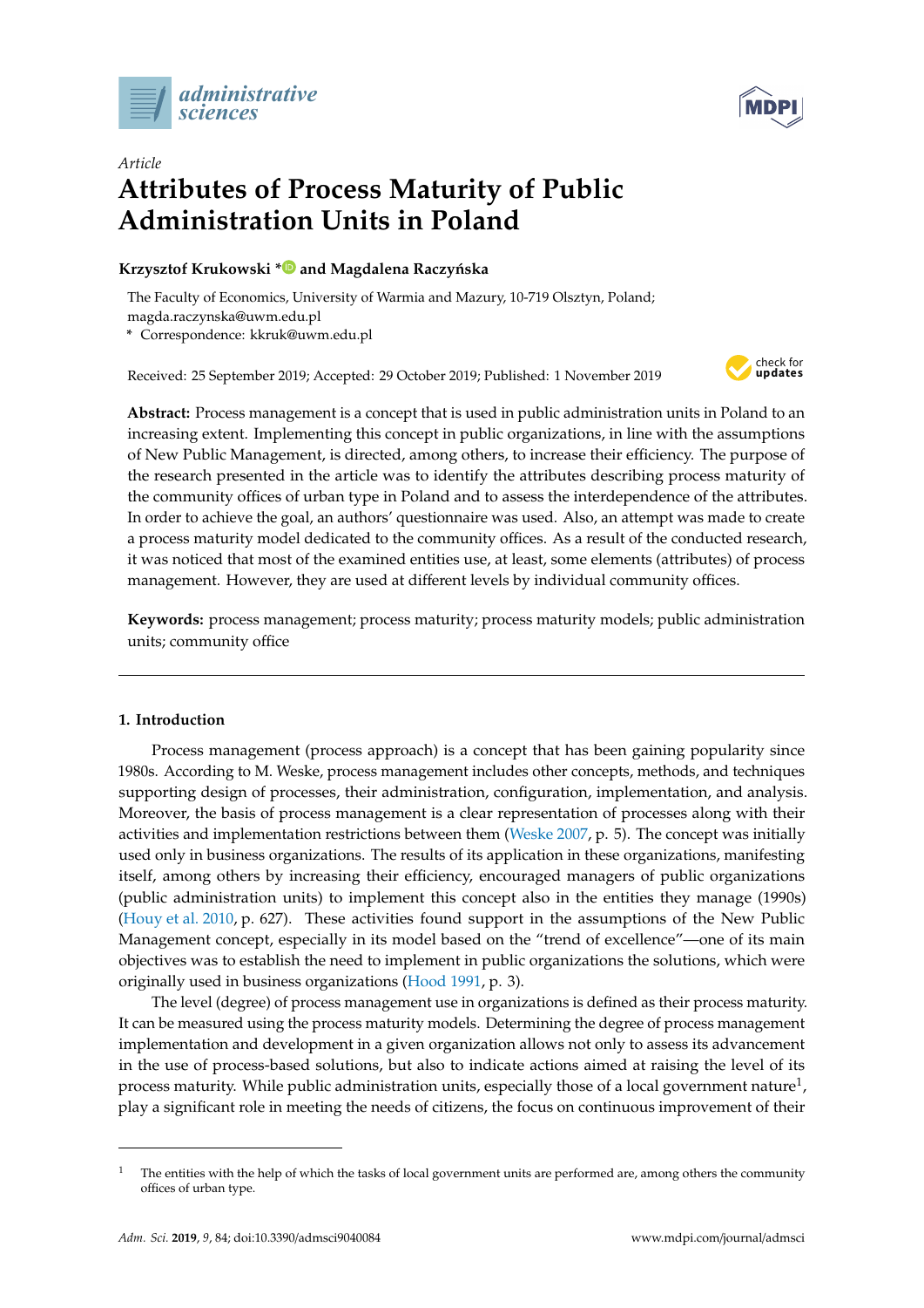*Article*

# Attributes of Process Maturity of Public Administration Units in Poland

**Krzysztof Krukowski \* and Magdalena Raczyńska**

The Faculty of Economics, University of Warmia and Mazury, 10-719 Olsztyn, Poland; magda.raczynska@uwm.edu.pl

\* Correspondence: kkruk@uwm.edu.pl

Received: 25 September 2019; Accepted: 29 October 2019; Published: 1 November 2019

**Abstract:** Process management is a concept that is used in public administration units in Poland to an increasing extent. Implementing this concept in public organizations, in line with the assumptions of New Public Management, is directed, among others, to increase their efficiency. The purpose of the research presented in the article was to identify the attributes describing process maturity of the community offices of urban type in Poland and to assess the interdependence of the attributes. In order to achieve the goal, an authors' questionnaire was used. Also, an attempt was made to create a process maturity model dedicated to the community offices. As a result of the conducted research, it was noticed that most of the examined entities use, at least, some elements (attributes) of process management. However, they are used at different levels by individual community offices.

**Keywords:** process management; process maturity; process maturity models; public administration units; community office

## 1. Introduction

Process management (process approach) is a concept that has been gaining popularity since 1980s. According to M. Weske, process management includes other concepts, methods, and techniques supporting design of processes, their administration, configuration, implementation, and analysis. Moreover, the basis of process management is a clear representation of processes along with their activities and implementation restrictions between them (Weske 2007, p. 5). The concept was initially used only in business organizations. The results of its application in these organizations, manifesting itself, among others by increasing their efficiency, encouraged managers of public organizations (public administration units) to implement this concept also in the entities they manage (1990s) (Houy et al. 2010, p. 627). These activities found support in the assumptions of the New Public Management concept, especially in its model based on the "trend of excellence"—one of its main objectives was to establish the need to implement in public organizations the solutions, which were originally used in business organizations (Hood 1991, p. 3).

The level (degree) of process management use in organizations is defined as their process maturity. It can be measured using the process maturity models. Determining the degree of process management implementation and development in a given organization allows not only to assess its advancement in the use of process-based solutions, but also to indicate actions aimed at raising the level of its process maturity. While public administration units, especially those of a local government nature[1], play a significant role in meeting the needs of citizens, the focus on continuous improvement of their

[1] The entities with the help of which the tasks of local government units are performed are, among others the community offices of urban type.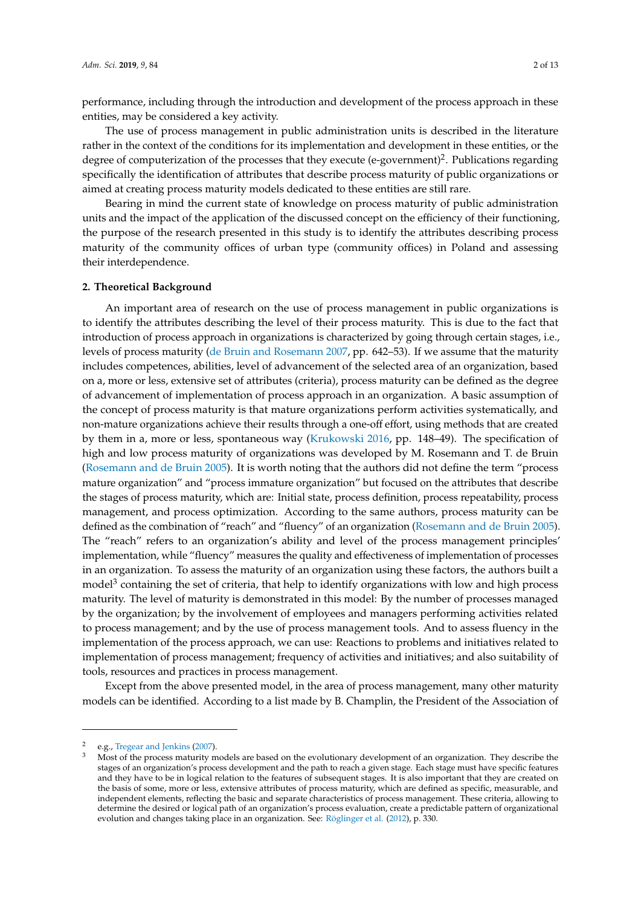performance, including through the introduction and development of the process approach in these entities, may be considered a key activity.

The use of process management in public administration units is described in the literature rather in the context of the conditions for its implementation and development in these entities, or the degree of computerization of the processes that they execute (e-government)[2]. Publications regarding specifically the identification of attributes that describe process maturity of public organizations or aimed at creating process maturity models dedicated to these entities are still rare.

Bearing in mind the current state of knowledge on process maturity of public administration units and the impact of the application of the discussed concept on the efficiency of their functioning, the purpose of the research presented in this study is to identify the attributes describing process maturity of the community offices of urban type (community offices) in Poland and assessing their interdependence.

## 2. Theoretical Background

An important area of research on the use of process management in public organizations is to identify the attributes describing the level of their process maturity. This is due to the fact that introduction of process approach in organizations is characterized by going through certain stages, i.e., levels of process maturity (de Bruin and Rosemann 2007, pp. 642–53). If we assume that the maturity includes competences, abilities, level of advancement of the selected area of an organization, based on a, more or less, extensive set of attributes (criteria), process maturity can be defined as the degree of advancement of implementation of process approach in an organization. A basic assumption of the concept of process maturity is that mature organizations perform activities systematically, and non-mature organizations achieve their results through a one-off effort, using methods that are created by them in a, more or less, spontaneous way (Krukowski 2016, pp. 148–49). The specification of high and low process maturity of organizations was developed by M. Rosemann and T. de Bruin (Rosemann and de Bruin 2005). It is worth noting that the authors did not define the term "process mature organization" and "process immature organization" but focused on the attributes that describe the stages of process maturity, which are: Initial state, process definition, process repeatability, process management, and process optimization. According to the same authors, process maturity can be defined as the combination of "reach" and "fluency" of an organization (Rosemann and de Bruin 2005). The "reach" refers to an organization's ability and level of the process management principles' implementation, while "fluency" measures the quality and effectiveness of implementation of processes in an organization. To assess the maturity of an organization using these factors, the authors built a model[3] containing the set of criteria, that help to identify organizations with low and high process maturity. The level of maturity is demonstrated in this model: By the number of processes managed by the organization; by the involvement of employees and managers performing activities related to process management; and by the use of process management tools. And to assess fluency in the implementation of the process approach, we can use: Reactions to problems and initiatives related to implementation of process management; frequency of activities and initiatives; and also suitability of tools, resources and practices in process management.

Except from the above presented model, in the area of process management, many other maturity models can be identified. According to a list made by B. Champlin, the President of the Association of

---

[2] e.g., Tregear and Jenkins (2007).

[3] Most of the process maturity models are based on the evolutionary development of an organization. They describe the stages of an organization's process development and the path to reach a given stage. Each stage must have specific features and they have to be in logical relation to the features of subsequent stages. It is also important that they are created on the basis of some, more or less, extensive attributes of process maturity, which are defined as specific, measurable, and independent elements, reflecting the basic and separate characteristics of process management. These criteria, allowing to determine the desired or logical path of an organization's process evaluation, create a predictable pattern of organizational evolution and changes taking place in an organization. See: Röglinger et al. (2012), p. 330.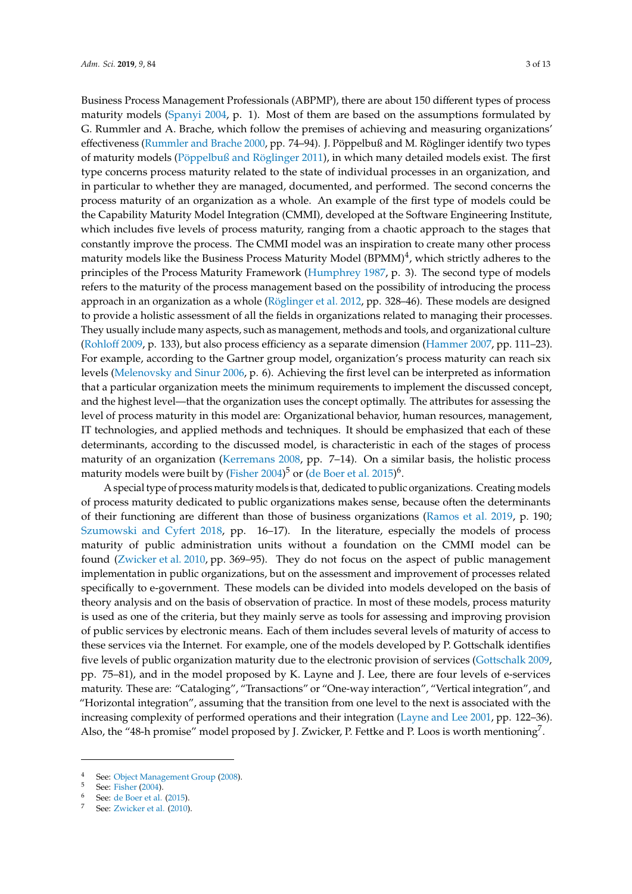Business Process Management Professionals (ABPMP), there are about 150 different types of process maturity models (Spanyi 2004, p. 1). Most of them are based on the assumptions formulated by G. Rummler and A. Brache, which follow the premises of achieving and measuring organizations' effectiveness (Rummler and Brache 2000, pp. 74–94). J. Pöppelbuß and M. Röglinger identify two types of maturity models (Pöppelbuß and Röglinger 2011), in which many detailed models exist. The first type concerns process maturity related to the state of individual processes in an organization, and in particular to whether they are managed, documented, and performed. The second concerns the process maturity of an organization as a whole. An example of the first type of models could be the Capability Maturity Model Integration (CMMI), developed at the Software Engineering Institute, which includes five levels of process maturity, ranging from a chaotic approach to the stages that constantly improve the process. The CMMI model was an inspiration to create many other process maturity models like the Business Process Maturity Model (BPMM)[4], which strictly adheres to the principles of the Process Maturity Framework (Humphrey 1987, p. 3). The second type of models refers to the maturity of the process management based on the possibility of introducing the process approach in an organization as a whole (Röglinger et al. 2012, pp. 328–46). These models are designed to provide a holistic assessment of all the fields in organizations related to managing their processes. They usually include many aspects, such as management, methods and tools, and organizational culture (Rohloff 2009, p. 133), but also process efficiency as a separate dimension (Hammer 2007, pp. 111–23). For example, according to the Gartner group model, organization's process maturity can reach six levels (Melenovsky and Sinur 2006, p. 6). Achieving the first level can be interpreted as information that a particular organization meets the minimum requirements to implement the discussed concept, and the highest level—that the organization uses the concept optimally. The attributes for assessing the level of process maturity in this model are: Organizational behavior, human resources, management, IT technologies, and applied methods and techniques. It should be emphasized that each of these determinants, according to the discussed model, is characteristic in each of the stages of process maturity of an organization (Kerremans 2008, pp. 7–14). On a similar basis, the holistic process maturity models were built by (Fisher 2004)[5] or (de Boer et al. 2015)[6].

A special type of process maturity models is that, dedicated to public organizations. Creating models of process maturity dedicated to public organizations makes sense, because often the determinants of their functioning are different than those of business organizations (Ramos et al. 2019, p. 190; Szumowski and Cyfert 2018, pp. 16–17). In the literature, especially the models of process maturity of public administration units without a foundation on the CMMI model can be found (Zwicker et al. 2010, pp. 369–95). They do not focus on the aspect of public management implementation in public organizations, but on the assessment and improvement of processes related specifically to e-government. These models can be divided into models developed on the basis of theory analysis and on the basis of observation of practice. In most of these models, process maturity is used as one of the criteria, but they mainly serve as tools for assessing and improving provision of public services by electronic means. Each of them includes several levels of maturity of access to these services via the Internet. For example, one of the models developed by P. Gottschalk identifies five levels of public organization maturity due to the electronic provision of services (Gottschalk 2009, pp. 75–81), and in the model proposed by K. Layne and J. Lee, there are four levels of e-services maturity. These are: "Cataloging", "Transactions" or "One-way interaction", "Vertical integration", and "Horizontal integration", assuming that the transition from one level to the next is associated with the increasing complexity of performed operations and their integration (Layne and Lee 2001, pp. 122–36). Also, the "48-h promise" model proposed by J. Zwicker, P. Fettke and P. Loos is worth mentioning[7].

---

[4] See: Object Management Group (2008).
[5] See: Fisher (2004).
[6] See: de Boer et al. (2015).
[7] See: Zwicker et al. (2010).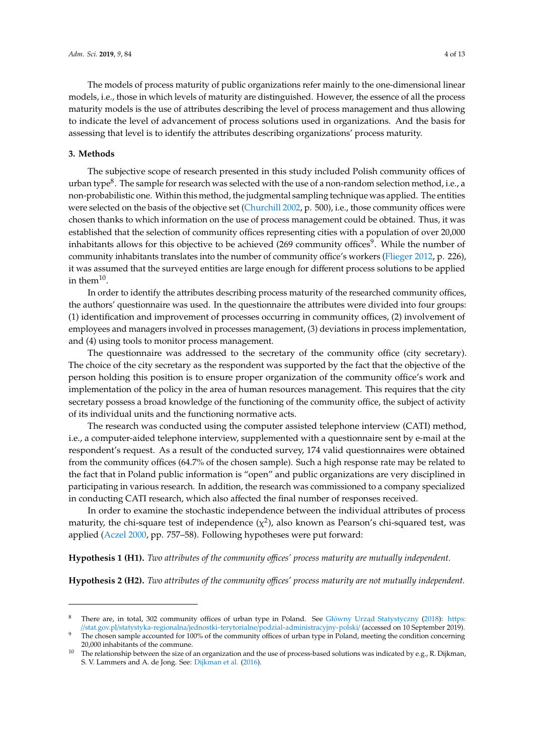The models of process maturity of public organizations refer mainly to the one-dimensional linear models, i.e., those in which levels of maturity are distinguished. However, the essence of all the process maturity models is the use of attributes describing the level of process management and thus allowing to indicate the level of advancement of process solutions used in organizations. And the basis for assessing that level is to identify the attributes describing organizations' process maturity.

## 3. Methods

The subjective scope of research presented in this study included Polish community offices of urban type[8]. The sample for research was selected with the use of a non-random selection method, i.e., a non-probabilistic one. Within this method, the judgmental sampling technique was applied. The entities were selected on the basis of the objective set (Churchill 2002, p. 500), i.e., those community offices were chosen thanks to which information on the use of process management could be obtained. Thus, it was established that the selection of community offices representing cities with a population of over 20,000 inhabitants allows for this objective to be achieved (269 community offices[9]. While the number of community inhabitants translates into the number of community office's workers (Flieger 2012, p. 226), it was assumed that the surveyed entities are large enough for different process solutions to be applied in them[10].

In order to identify the attributes describing process maturity of the researched community offices, the authors' questionnaire was used. In the questionnaire the attributes were divided into four groups: (1) identification and improvement of processes occurring in community offices, (2) involvement of employees and managers involved in processes management, (3) deviations in process implementation, and (4) using tools to monitor process management.

The questionnaire was addressed to the secretary of the community office (city secretary). The choice of the city secretary as the respondent was supported by the fact that the objective of the person holding this position is to ensure proper organization of the community office's work and implementation of the policy in the area of human resources management. This requires that the city secretary possess a broad knowledge of the functioning of the community office, the subject of activity of its individual units and the functioning normative acts.

The research was conducted using the computer assisted telephone interview (CATI) method, i.e., a computer-aided telephone interview, supplemented with a questionnaire sent by e-mail at the respondent's request. As a result of the conducted survey, 174 valid questionnaires were obtained from the community offices (64.7% of the chosen sample). Such a high response rate may be related to the fact that in Poland public information is "open" and public organizations are very disciplined in participating in various research. In addition, the research was commissioned to a company specialized in conducting CATI research, which also affected the final number of responses received.

In order to examine the stochastic independence between the individual attributes of process maturity, the chi-square test of independence ($\chi^2$), also known as Pearson's chi-squared test, was applied (Aczel 2000, pp. 757–58). Following hypotheses were put forward:

**Hypothesis 1 (H1).** *Two attributes of the community offices' process maturity are mutually independent.*

**Hypothesis 2 (H2).** *Two attributes of the community offices' process maturity are not mutually independent.*

---

[8] There are, in total, 302 community offices of urban type in Poland. See Główny Urząd Statystyczny (2018): https://stat.gov.pl/statystyka-regionalna/jednostki-terytorialne/podzial-administracyjny-polski/ (accessed on 10 September 2019).

[9] The chosen sample accounted for 100% of the community offices of urban type in Poland, meeting the condition concerning 20,000 inhabitants of the commune.

[10] The relationship between the size of an organization and the use of process-based solutions was indicated by e.g., R. Dijkman, S. V. Lammers and A. de Jong. See: Dijkman et al. (2016).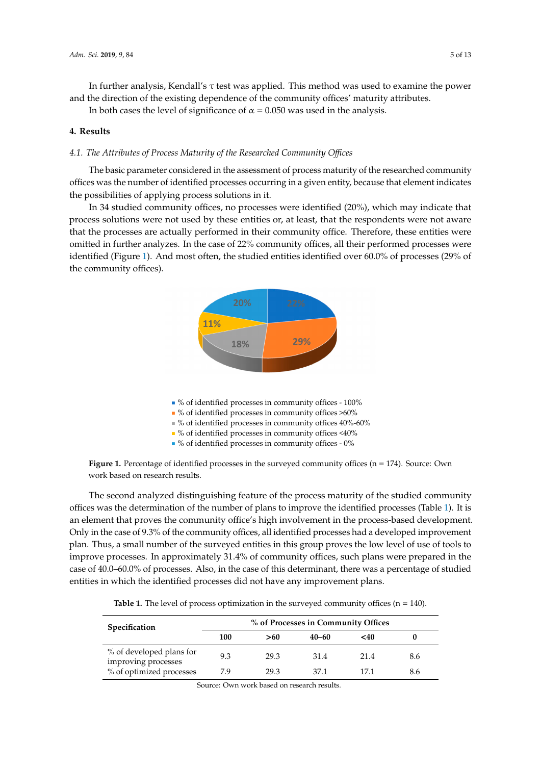In further analysis, Kendall's τ test was applied. This method was used to examine the power and the direction of the existing dependence of the community offices' maturity attributes.

In both cases the level of significance of α = 0.050 was used in the analysis.

## 4. Results

### *4.1. The Attributes of Process Maturity of the Researched Community Offices*

The basic parameter considered in the assessment of process maturity of the researched community offices was the number of identified processes occurring in a given entity, because that element indicates the possibilities of applying process solutions in it.

In 34 studied community offices, no processes were identified (20%), which may indicate that process solutions were not used by these entities or, at least, that the respondents were not aware that the processes are actually performed in their community office. Therefore, these entities were omitted in further analyzes. In the case of 22% community offices, all their performed processes were identified (Figure 1). And most often, the studied entities identified over 60.0% of processes (29% of the community offices).

**Figure 1.** Percentage of identified processes in the surveyed community offices (n = 174). Source: Own work based on research results.

The second analyzed distinguishing feature of the process maturity of the studied community offices was the determination of the number of plans to improve the identified processes (Table 1). It is an element that proves the community office's high involvement in the process-based development. Only in the case of 9.3% of the community offices, all identified processes had a developed improvement plan. Thus, a small number of the surveyed entities in this group proves the low level of use of tools to improve processes. In approximately 31.4% of community offices, such plans were prepared in the case of 40.0–60.0% of processes. Also, in the case of this determinant, there was a percentage of studied entities in which the identified processes did not have any improvement plans.

**Table 1.** The level of process optimization in the surveyed community offices (n = 140).

| Specification | % of Processes in Community Offices | | | | |
|---|---|---|---|---|---|
| | 100 | >60 | 40–60 | <40 | 0 |
| % of developed plans for improving processes | 9.3 | 29.3 | 31.4 | 21.4 | 8.6 |
| % of optimized processes | 7.9 | 29.3 | 37.1 | 17.1 | 8.6 |

Source: Own work based on research results.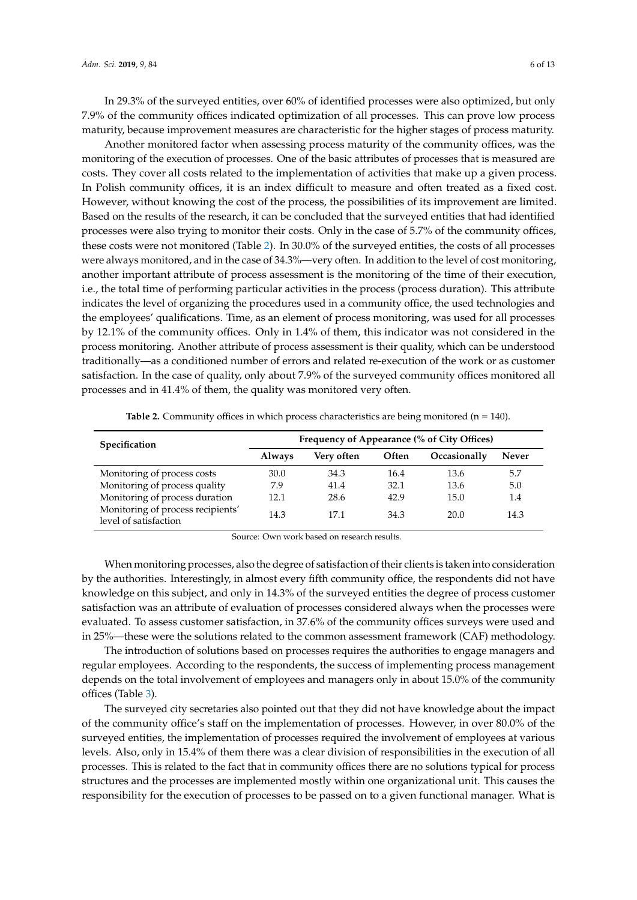In 29.3% of the surveyed entities, over 60% of identified processes were also optimized, but only 7.9% of the community offices indicated optimization of all processes. This can prove low process maturity, because improvement measures are characteristic for the higher stages of process maturity.

Another monitored factor when assessing process maturity of the community offices, was the monitoring of the execution of processes. One of the basic attributes of processes that is measured are costs. They cover all costs related to the implementation of activities that make up a given process. In Polish community offices, it is an index difficult to measure and often treated as a fixed cost. However, without knowing the cost of the process, the possibilities of its improvement are limited. Based on the results of the research, it can be concluded that the surveyed entities that had identified processes were also trying to monitor their costs. Only in the case of 5.7% of the community offices, these costs were not monitored (Table 2). In 30.0% of the surveyed entities, the costs of all processes were always monitored, and in the case of 34.3%—very often. In addition to the level of cost monitoring, another important attribute of process assessment is the monitoring of the time of their execution, i.e., the total time of performing particular activities in the process (process duration). This attribute indicates the level of organizing the procedures used in a community office, the used technologies and the employees' qualifications. Time, as an element of process monitoring, was used for all processes by 12.1% of the community offices. Only in 1.4% of them, this indicator was not considered in the process monitoring. Another attribute of process assessment is their quality, which can be understood traditionally—as a conditioned number of errors and related re-execution of the work or as customer satisfaction. In the case of quality, only about 7.9% of the surveyed community offices monitored all processes and in 41.4% of them, the quality was monitored very often.

**Table 2.** Community offices in which process characteristics are being monitored (n = 140).

| Specification | Frequency of Appearance (% of City Offices) | | | | |
|---|---|---|---|---|---|
| | Always | Very often | Often | Occasionally | Never |
| Monitoring of process costs | 30.0 | 34.3 | 16.4 | 13.6 | 5.7 |
| Monitoring of process quality | 7.9 | 41.4 | 32.1 | 13.6 | 5.0 |
| Monitoring of process duration | 12.1 | 28.6 | 42.9 | 15.0 | 1.4 |
| Monitoring of process recipients' level of satisfaction | 14.3 | 17.1 | 34.3 | 20.0 | 14.3 |

Source: Own work based on research results.

When monitoring processes, also the degree of satisfaction of their clients is taken into consideration by the authorities. Interestingly, in almost every fifth community office, the respondents did not have knowledge on this subject, and only in 14.3% of the surveyed entities the degree of process customer satisfaction was an attribute of evaluation of processes considered always when the processes were evaluated. To assess customer satisfaction, in 37.6% of the community offices surveys were used and in 25%—these were the solutions related to the common assessment framework (CAF) methodology.

The introduction of solutions based on processes requires the authorities to engage managers and regular employees. According to the respondents, the success of implementing process management depends on the total involvement of employees and managers only in about 15.0% of the community offices (Table 3).

The surveyed city secretaries also pointed out that they did not have knowledge about the impact of the community office's staff on the implementation of processes. However, in over 80.0% of the surveyed entities, the implementation of processes required the involvement of employees at various levels. Also, only in 15.4% of them there was a clear division of responsibilities in the execution of all processes. This is related to the fact that in community offices there are no solutions typical for process structures and the processes are implemented mostly within one organizational unit. This causes the responsibility for the execution of processes to be passed on to a given functional manager. What is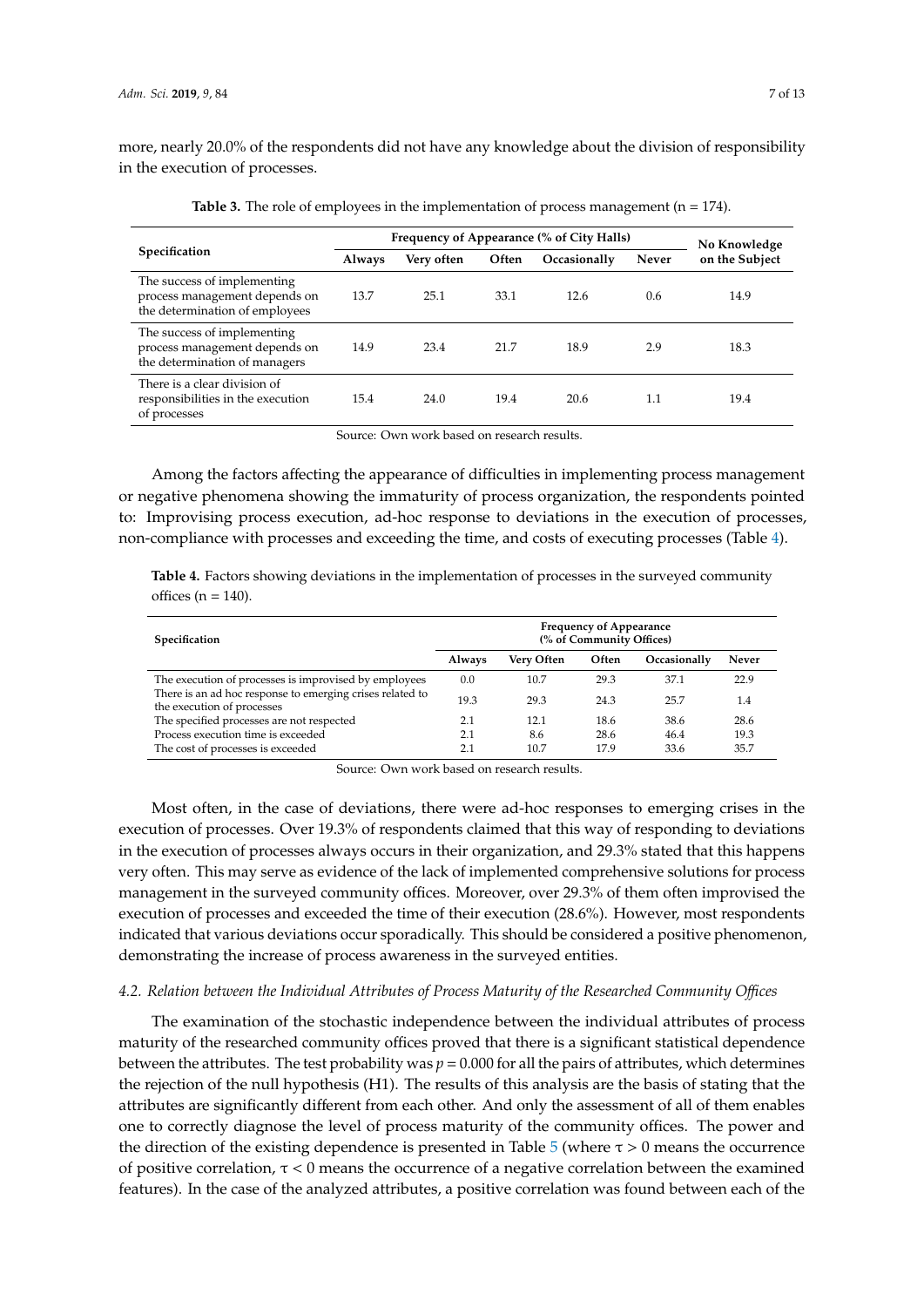more, nearly 20.0% of the respondents did not have any knowledge about the division of responsibility in the execution of processes.

**Table 3.** The role of employees in the implementation of process management (n = 174).

| Specification | Frequency of Appearance (% of City Halls) | | | | | No Knowledge on the Subject |
|---|---|---|---|---|---|---|
| | Always | Very often | Often | Occasionally | Never | |
| The success of implementing process management depends on the determination of employees | 13.7 | 25.1 | 33.1 | 12.6 | 0.6 | 14.9 |
| The success of implementing process management depends on the determination of managers | 14.9 | 23.4 | 21.7 | 18.9 | 2.9 | 18.3 |
| There is a clear division of responsibilities in the execution of processes | 15.4 | 24.0 | 19.4 | 20.6 | 1.1 | 19.4 |

Source: Own work based on research results.

Among the factors affecting the appearance of difficulties in implementing process management or negative phenomena showing the immaturity of process organization, the respondents pointed to: Improvising process execution, ad-hoc response to deviations in the execution of processes, non-compliance with processes and exceeding the time, and costs of executing processes (Table 4).

**Table 4.** Factors showing deviations in the implementation of processes in the surveyed community offices (n = 140).

| Specification | Frequency of Appearance (% of Community Offices) | | | | |
|---|---|---|---|---|---|
| | Always | Very Often | Often | Occasionally | Never |
| The execution of processes is improvised by employees | 0.0 | 10.7 | 29.3 | 37.1 | 22.9 |
| There is an ad hoc response to emerging crises related to the execution of processes | 19.3 | 29.3 | 24.3 | 25.7 | 1.4 |
| The specified processes are not respected | 2.1 | 12.1 | 18.6 | 38.6 | 28.6 |
| Process execution time is exceeded | 2.1 | 8.6 | 28.6 | 46.4 | 19.3 |
| The cost of processes is exceeded | 2.1 | 10.7 | 17.9 | 33.6 | 35.7 |

Source: Own work based on research results.

Most often, in the case of deviations, there were ad-hoc responses to emerging crises in the execution of processes. Over 19.3% of respondents claimed that this way of responding to deviations in the execution of processes always occurs in their organization, and 29.3% stated that this happens very often. This may serve as evidence of the lack of implemented comprehensive solutions for process management in the surveyed community offices. Moreover, over 29.3% of them often improvised the execution of processes and exceeded the time of their execution (28.6%). However, most respondents indicated that various deviations occur sporadically. This should be considered a positive phenomenon, demonstrating the increase of process awareness in the surveyed entities.

### *4.2. Relation between the Individual Attributes of Process Maturity of the Researched Community Offices*

The examination of the stochastic independence between the individual attributes of process maturity of the researched community offices proved that there is a significant statistical dependence between the attributes. The test probability was $p = 0.000$ for all the pairs of attributes, which determines the rejection of the null hypothesis (H1). The results of this analysis are the basis of stating that the attributes are significantly different from each other. And only the assessment of all of them enables one to correctly diagnose the level of process maturity of the community offices. The power and the direction of the existing dependence is presented in Table 5 (where $\tau > 0$ means the occurrence of positive correlation, $\tau < 0$ means the occurrence of a negative correlation between the examined features). In the case of the analyzed attributes, a positive correlation was found between each of the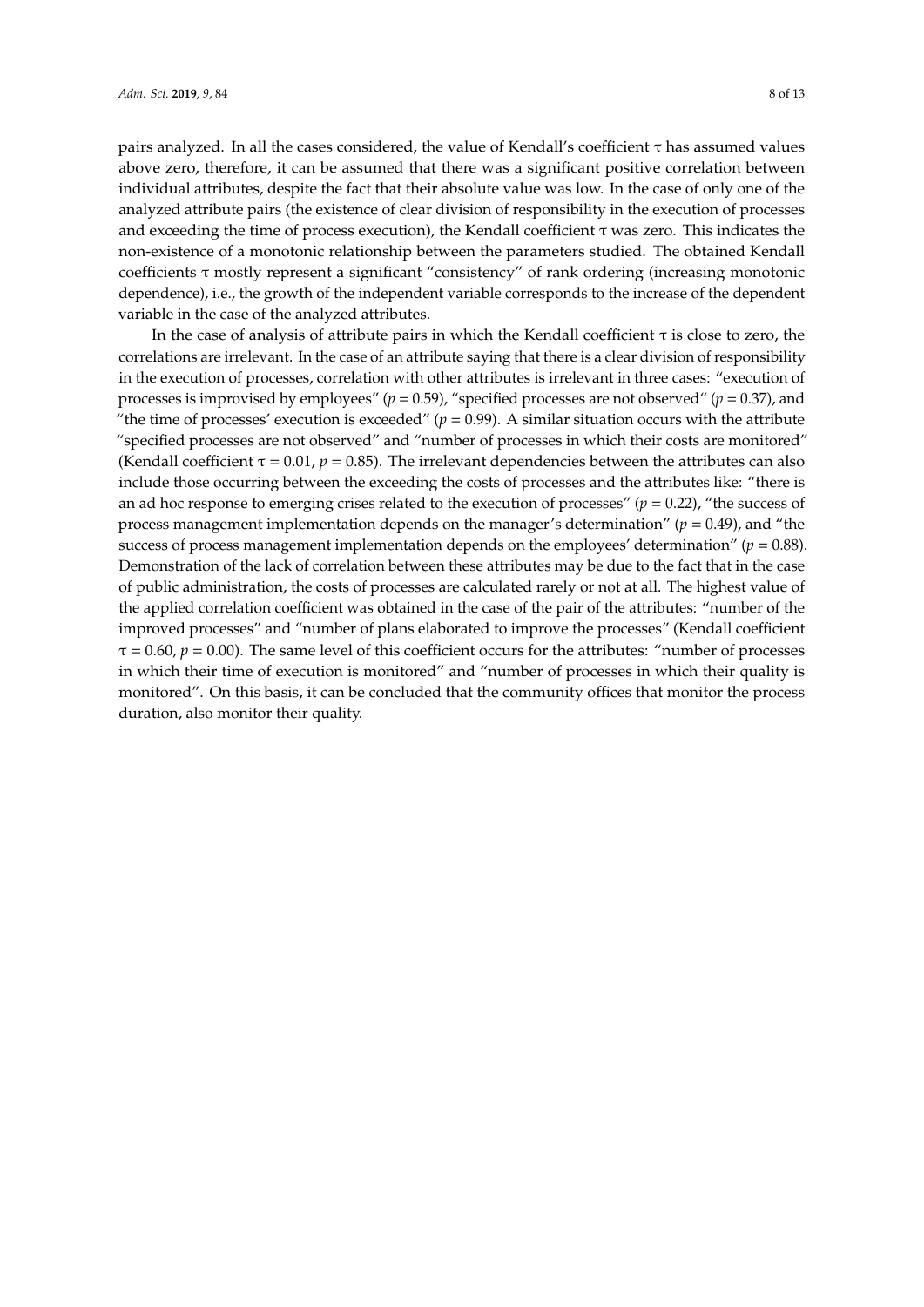pairs analyzed. In all the cases considered, the value of Kendall's coefficient $\tau$ has assumed values above zero, therefore, it can be assumed that there was a significant positive correlation between individual attributes, despite the fact that their absolute value was low. In the case of only one of the analyzed attribute pairs (the existence of clear division of responsibility in the execution of processes and exceeding the time of process execution), the Kendall coefficient $\tau$ was zero. This indicates the non-existence of a monotonic relationship between the parameters studied. The obtained Kendall coefficients $\tau$ mostly represent a significant "consistency" of rank ordering (increasing monotonic dependence), i.e., the growth of the independent variable corresponds to the increase of the dependent variable in the case of the analyzed attributes.

In the case of analysis of attribute pairs in which the Kendall coefficient $\tau$ is close to zero, the correlations are irrelevant. In the case of an attribute saying that there is a clear division of responsibility in the execution of processes, correlation with other attributes is irrelevant in three cases: "execution of processes is improvised by employees" ($p = 0.59$), "specified processes are not observed" ($p = 0.37$), and "the time of processes' execution is exceeded" ($p = 0.99$). A similar situation occurs with the attribute "specified processes are not observed" and "number of processes in which their costs are monitored" (Kendall coefficient $\tau = 0.01$, $p = 0.85$). The irrelevant dependencies between the attributes can also include those occurring between the exceeding the costs of processes and the attributes like: "there is an ad hoc response to emerging crises related to the execution of processes" ($p = 0.22$), "the success of process management implementation depends on the manager's determination" ($p = 0.49$), and "the success of process management implementation depends on the employees' determination" ($p = 0.88$). Demonstration of the lack of correlation between these attributes may be due to the fact that in the case of public administration, the costs of processes are calculated rarely or not at all. The highest value of the applied correlation coefficient was obtained in the case of the pair of the attributes: "number of the improved processes" and "number of plans elaborated to improve the processes" (Kendall coefficient $\tau = 0.60$, $p = 0.00$). The same level of this coefficient occurs for the attributes: "number of processes in which their time of execution is monitored" and "number of processes in which their quality is monitored". On this basis, it can be concluded that the community offices that monitor the process duration, also monitor their quality.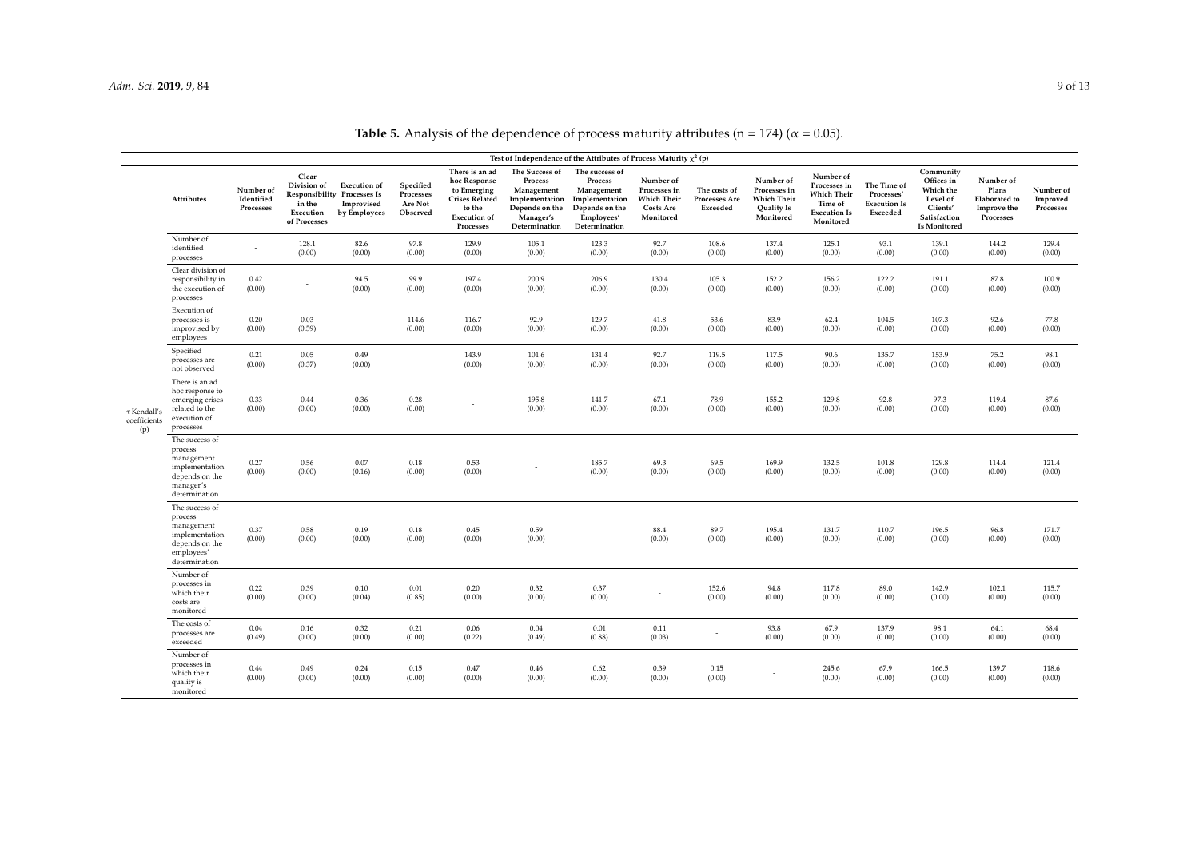**Table 5.** Analysis of the dependence of process maturity attributes (n = 174) (α = 0.05).

| | Test of Independence of the Attributes of Process Maturity $\chi^2$ (p) | | | | | | | | | | | | | | | |
|---|---|---|---|---|---|---|---|---|---|---|---|---|---|---|---|---|
| | Attributes | Number of Identified Processes | Clear Division of Responsibility in the Execution of Processes | Execution of Processes Is Improvised by Employees | Specified Processes Are Not Observed | There is an ad hoc Response to Emerging Crises Related to the Execution of Processes | The Success of Process Management Implementation Depends on the Manager's Determination | The success of Process Management Implementation Depends on the Employees' Determination | Number of Processes in Which Their Costs Are Monitored | The costs of Processes Are Exceeded | Number of Processes in Which Their Quality Is Monitored | Number of Processes in Which Their Time of Execution Is Monitored | The Time of Processes' Execution Is Exceeded | Community Offices in Which the Level of Clients' Satisfaction Is Monitored | Number of Plans Elaborated to Improve the Processes | Number of Improved Processes |
| τ Kendall's coefficients (p) | Number of identified processes | - | 128.1 (0.00) | 82.6 (0.00) | 97.8 (0.00) | 129.9 (0.00) | 105.1 (0.00) | 123.3 (0.00) | 92.7 (0.00) | 108.6 (0.00) | 137.4 (0.00) | 125.1 (0.00) | 93.1 (0.00) | 139.1 (0.00) | 144.2 (0.00) | 129.4 (0.00) |
| | Clear division of responsibility in the execution of processes | 0.42 (0.00) | - | 94.5 (0.00) | 99.9 (0.00) | 197.4 (0.00) | 200.9 (0.00) | 206.9 (0.00) | 130.4 (0.00) | 105.3 (0.00) | 152.2 (0.00) | 156.2 (0.00) | 122.2 (0.00) | 191.1 (0.00) | 87.8 (0.00) | 100.9 (0.00) |
| | Execution of processes is improvised by employees | 0.20 (0.00) | 0.03 (0.59) | - | 114.6 (0.00) | 116.7 (0.00) | 92.9 (0.00) | 129.7 (0.00) | 41.8 (0.00) | 53.6 (0.00) | 83.9 (0.00) | 62.4 (0.00) | 104.5 (0.00) | 107.3 (0.00) | 92.6 (0.00) | 77.8 (0.00) |
| | Specified processes are not observed | 0.21 (0.00) | 0.05 (0.37) | 0.49 (0.00) | - | 143.9 (0.00) | 101.6 (0.00) | 131.4 (0.00) | 92.7 (0.00) | 119.5 (0.00) | 117.5 (0.00) | 90.6 (0.00) | 135.7 (0.00) | 153.9 (0.00) | 75.2 (0.00) | 98.1 (0.00) |
| | There is an ad hoc response to emerging crises related to the execution of processes | 0.33 (0.00) | 0.44 (0.00) | 0.36 (0.00) | 0.28 (0.00) | - | 195.8 (0.00) | 141.7 (0.00) | 67.1 (0.00) | 78.9 (0.00) | 155.2 (0.00) | 129.8 (0.00) | 92.8 (0.00) | 97.3 (0.00) | 119.4 (0.00) | 87.6 (0.00) |
| | The success of process management implementation depends on the manager's determination | 0.27 (0.00) | 0.56 (0.00) | 0.07 (0.16) | 0.18 (0.00) | 0.53 (0.00) | - | 185.7 (0.00) | 69.3 (0.00) | 69.5 (0.00) | 169.9 (0.00) | 132.5 (0.00) | 101.8 (0.00) | 129.8 (0.00) | 114.4 (0.00) | 121.4 (0.00) |
| | The success of process management implementation depends on the employees' determination | 0.37 (0.00) | 0.58 (0.00) | 0.19 (0.00) | 0.18 (0.00) | 0.45 (0.00) | 0.59 (0.00) | - | 88.4 (0.00) | 89.7 (0.00) | 195.4 (0.00) | 131.7 (0.00) | 110.7 (0.00) | 196.5 (0.00) | 96.8 (0.00) | 171.7 (0.00) |
| | Number of processes in which their costs are monitored | 0.22 (0.00) | 0.39 (0.00) | 0.10 (0.04) | 0.01 (0.85) | 0.20 (0.00) | 0.32 (0.00) | 0.37 (0.00) | - | 152.6 (0.00) | 94.8 (0.00) | 117.8 (0.00) | 89.0 (0.00) | 142.9 (0.00) | 102.1 (0.00) | 115.7 (0.00) |
| | The costs of processes are exceeded | 0.04 (0.49) | 0.16 (0.00) | 0.32 (0.00) | 0.21 (0.00) | 0.06 (0.22) | 0.04 (0.49) | 0.01 (0.88) | 0.11 (0.03) | - | 93.8 (0.00) | 67.9 (0.00) | 137.9 (0.00) | 98.1 (0.00) | 64.1 (0.00) | 68.4 (0.00) |
| | Number of processes in which their quality is monitored | 0.44 (0.00) | 0.49 (0.00) | 0.24 (0.00) | 0.15 (0.00) | 0.47 (0.00) | 0.46 (0.00) | 0.62 (0.00) | 0.39 (0.00) | 0.15 (0.00) | - | 245.6 (0.00) | 67.9 (0.00) | 166.5 (0.00) | 139.7 (0.00) | 118.6 (0.00) |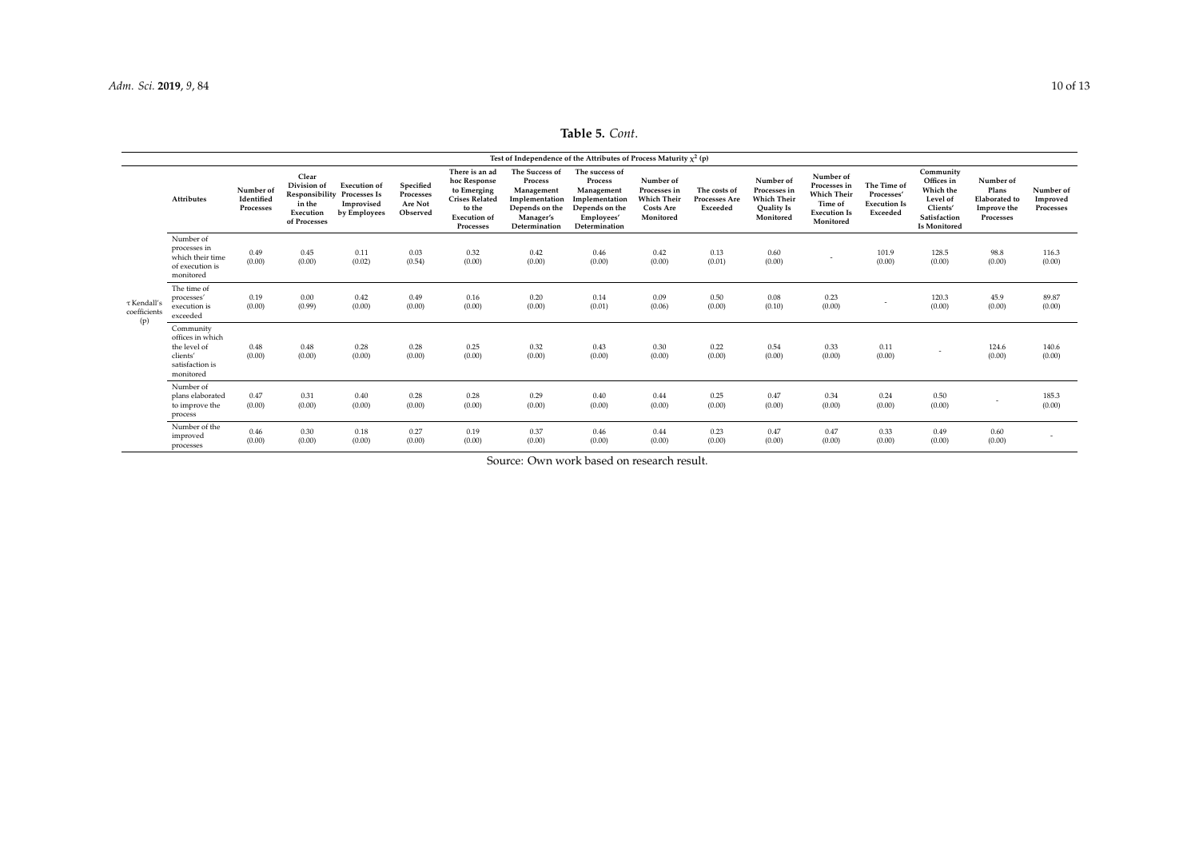**Table 5.** *Cont.*

| | Attributes | Number of Identified Processes | Clear Division of Responsibility in the Execution of Processes | Execution of Processes Is Improvised by Employees | Specified Processes Are Not Observed | There is an ad hoc Response to Emerging Crises Related to the Execution of Processes | The Success of Process Management Implementation Depends on the Manager's Determination | The success of Process Management Implementation Depends on the Employees' Determination | Number of Processes in Which Their Costs Are Monitored | The costs of Processes Are Exceeded | Number of Processes in Which Their Quality Is Monitored | Number of Processes in Which Their Time of Execution Is Monitored | The Time of Processes' Execution Is Exceeded | Community Offices in Which the Level of Clients' Satisfaction Is Monitored | Number of Plans Elaborated to Improve the Processes | Number of Improved Processes |
|---|---|---|---|---|---|---|---|---|---|---|---|---|---|---|---|---|
| | | Test of Independence of the Attributes of Process Maturity $\chi^2$ (p) | | | | | | | | | | | | | | |
| τ Kendall's coefficients (p) | Number of processes in which their time of execution is monitored | 0.49 (0.00) | 0.45 (0.00) | 0.11 (0.02) | 0.03 (0.54) | 0.32 (0.00) | 0.42 (0.00) | 0.46 (0.00) | 0.42 (0.00) | 0.13 (0.01) | 0.60 (0.00) | - | 101.9 (0.00) | 128.5 (0.00) | 98.8 (0.00) | 116.3 (0.00) |
| | The time of processes' execution is exceeded | 0.19 (0.00) | 0.00 (0.99) | 0.42 (0.00) | 0.49 (0.00) | 0.16 (0.00) | 0.20 (0.00) | 0.14 (0.01) | 0.09 (0.06) | 0.50 (0.00) | 0.08 (0.10) | 0.23 (0.00) | - | 120.3 (0.00) | 45.9 (0.00) | 89.87 (0.00) |
| | Community offices in which the level of clients' satisfaction is monitored | 0.48 (0.00) | 0.48 (0.00) | 0.28 (0.00) | 0.28 (0.00) | 0.25 (0.00) | 0.32 (0.00) | 0.43 (0.00) | 0.30 (0.00) | 0.22 (0.00) | 0.54 (0.00) | 0.33 (0.00) | 0.11 (0.00) | - | 124.6 (0.00) | 140.6 (0.00) |
| | Number of plans elaborated to improve the process | 0.47 (0.00) | 0.31 (0.00) | 0.40 (0.00) | 0.28 (0.00) | 0.28 (0.00) | 0.29 (0.00) | 0.40 (0.00) | 0.44 (0.00) | 0.25 (0.00) | 0.47 (0.00) | 0.34 (0.00) | 0.24 (0.00) | 0.50 (0.00) | - | 185.3 (0.00) |
| | Number of the improved processes | 0.46 (0.00) | 0.30 (0.00) | 0.18 (0.00) | 0.27 (0.00) | 0.19 (0.00) | 0.37 (0.00) | 0.46 (0.00) | 0.44 (0.00) | 0.23 (0.00) | 0.47 (0.00) | 0.47 (0.00) | 0.33 (0.00) | 0.49 (0.00) | 0.60 (0.00) | - |

Source: Own work based on research result.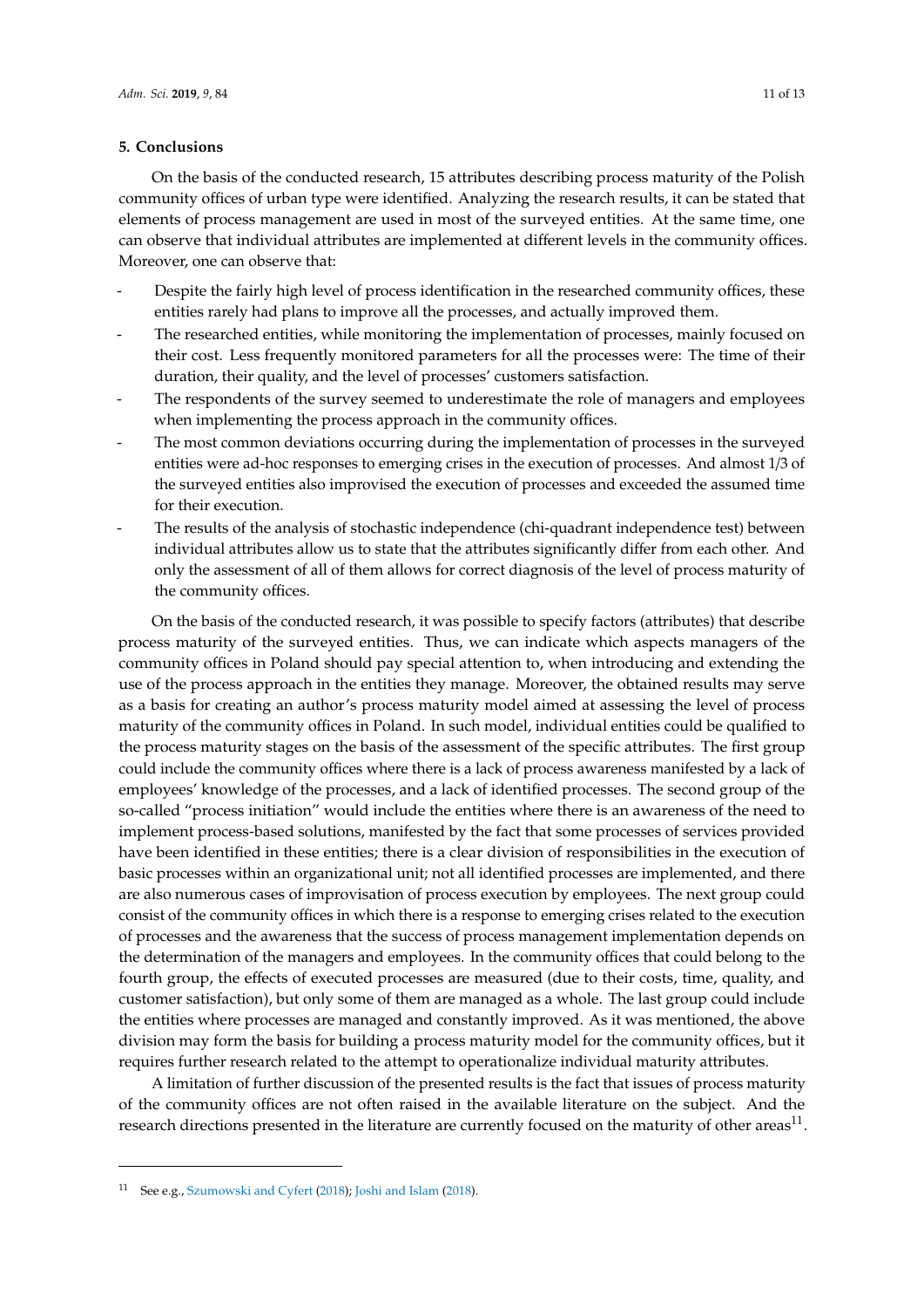## 5. Conclusions

On the basis of the conducted research, 15 attributes describing process maturity of the Polish community offices of urban type were identified. Analyzing the research results, it can be stated that elements of process management are used in most of the surveyed entities. At the same time, one can observe that individual attributes are implemented at different levels in the community offices. Moreover, one can observe that:

- Despite the fairly high level of process identification in the researched community offices, these entities rarely had plans to improve all the processes, and actually improved them.
- The researched entities, while monitoring the implementation of processes, mainly focused on their cost. Less frequently monitored parameters for all the processes were: The time of their duration, their quality, and the level of processes' customers satisfaction.
- The respondents of the survey seemed to underestimate the role of managers and employees when implementing the process approach in the community offices.
- The most common deviations occurring during the implementation of processes in the surveyed entities were ad-hoc responses to emerging crises in the execution of processes. And almost 1/3 of the surveyed entities also improvised the execution of processes and exceeded the assumed time for their execution.
- The results of the analysis of stochastic independence (chi-quadrant independence test) between individual attributes allow us to state that the attributes significantly differ from each other. And only the assessment of all of them allows for correct diagnosis of the level of process maturity of the community offices.

On the basis of the conducted research, it was possible to specify factors (attributes) that describe process maturity of the surveyed entities. Thus, we can indicate which aspects managers of the community offices in Poland should pay special attention to, when introducing and extending the use of the process approach in the entities they manage. Moreover, the obtained results may serve as a basis for creating an author's process maturity model aimed at assessing the level of process maturity of the community offices in Poland. In such model, individual entities could be qualified to the process maturity stages on the basis of the assessment of the specific attributes. The first group could include the community offices where there is a lack of process awareness manifested by a lack of employees' knowledge of the processes, and a lack of identified processes. The second group of the so-called "process initiation" would include the entities where there is an awareness of the need to implement process-based solutions, manifested by the fact that some processes of services provided have been identified in these entities; there is a clear division of responsibilities in the execution of basic processes within an organizational unit; not all identified processes are implemented, and there are also numerous cases of improvisation of process execution by employees. The next group could consist of the community offices in which there is a response to emerging crises related to the execution of processes and the awareness that the success of process management implementation depends on the determination of the managers and employees. In the community offices that could belong to the fourth group, the effects of executed processes are measured (due to their costs, time, quality, and customer satisfaction), but only some of them are managed as a whole. The last group could include the entities where processes are managed and constantly improved. As it was mentioned, the above division may form the basis for building a process maturity model for the community offices, but it requires further research related to the attempt to operationalize individual maturity attributes.

A limitation of further discussion of the presented results is the fact that issues of process maturity of the community offices are not often raised in the available literature on the subject. And the research directions presented in the literature are currently focused on the maturity of other areas[11].

[11] See e.g., Szumowski and Cyfert (2018); Joshi and Islam (2018).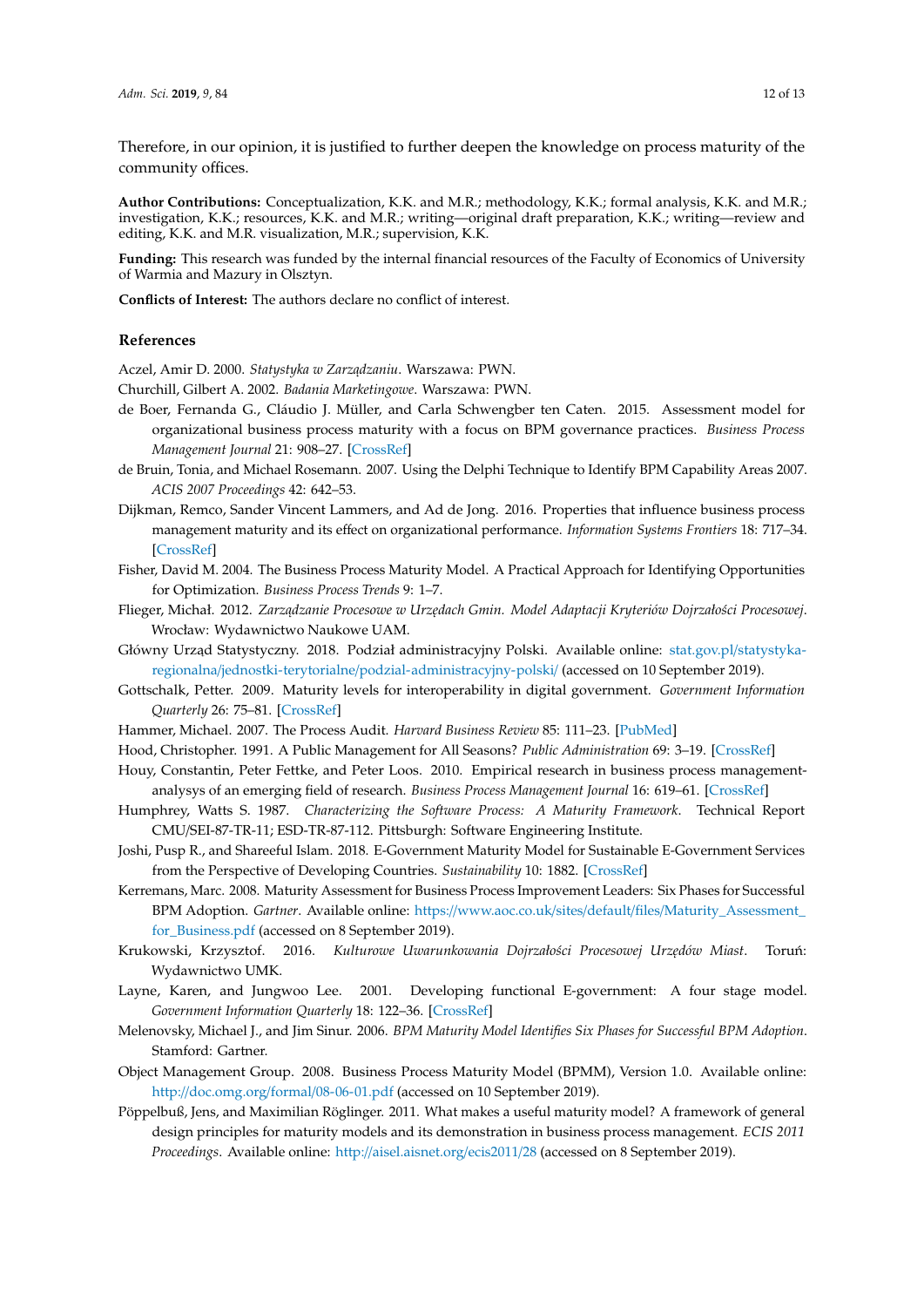Therefore, in our opinion, it is justified to further deepen the knowledge on process maturity of the community offices.

**Author Contributions:** Conceptualization, K.K. and M.R.; methodology, K.K.; formal analysis, K.K. and M.R.; investigation, K.K.; resources, K.K. and M.R.; writing—original draft preparation, K.K.; writing—review and editing, K.K. and M.R. visualization, M.R.; supervision, K.K.

**Funding:** This research was funded by the internal financial resources of the Faculty of Economics of University of Warmia and Mazury in Olsztyn.

**Conflicts of Interest:** The authors declare no conflict of interest.

## References

Aczel, Amir D. 2000. *Statystyka w Zarządzaniu*. Warszawa: PWN.

Churchill, Gilbert A. 2002. *Badania Marketingowe*. Warszawa: PWN.

de Boer, Fernanda G., Cláudio J. Müller, and Carla Schwengber ten Caten. 2015. Assessment model for organizational business process maturity with a focus on BPM governance practices. *Business Process Management Journal* 21: 908–27. [CrossRef]

de Bruin, Tonia, and Michael Rosemann. 2007. Using the Delphi Technique to Identify BPM Capability Areas 2007. *ACIS 2007 Proceedings* 42: 642–53.

Dijkman, Remco, Sander Vincent Lammers, and Ad de Jong. 2016. Properties that influence business process management maturity and its effect on organizational performance. *Information Systems Frontiers* 18: 717–34. [CrossRef]

Fisher, David M. 2004. The Business Process Maturity Model. A Practical Approach for Identifying Opportunities for Optimization. *Business Process Trends* 9: 1–7.

Flieger, Michał. 2012. *Zarządzanie Procesowe w Urzędach Gmin. Model Adaptacji Kryteriów Dojrzałości Procesowej*. Wrocław: Wydawnictwo Naukowe UAM.

Główny Urząd Statystyczny. 2018. Podział administracyjny Polski. Available online: stat.gov.pl/statystyka-regionalna/jednostki-terytorialne/podzial-administracyjny-polski/ (accessed on 10 September 2019).

Gottschalk, Petter. 2009. Maturity levels for interoperability in digital government. *Government Information Quarterly* 26: 75–81. [CrossRef]

Hammer, Michael. 2007. The Process Audit. *Harvard Business Review* 85: 111–23. [PubMed]

Hood, Christopher. 1991. A Public Management for All Seasons? *Public Administration* 69: 3–19. [CrossRef]

Houy, Constantin, Peter Fettke, and Peter Loos. 2010. Empirical research in business process management-analysis of an emerging field of research. *Business Process Management Journal* 16: 619–61. [CrossRef]

Humphrey, Watts S. 1987. *Characterizing the Software Process: A Maturity Framework*. Technical Report CMU/SEI-87-TR-11; ESD-TR-87-112. Pittsburgh: Software Engineering Institute.

Joshi, Pusp R., and Shareeful Islam. 2018. E-Government Maturity Model for Sustainable E-Government Services from the Perspective of Developing Countries. *Sustainability* 10: 1882. [CrossRef]

Kerremans, Marc. 2008. Maturity Assessment for Business Process Improvement Leaders: Six Phases for Successful BPM Adoption. *Gartner*. Available online: https://www.aoc.co.uk/sites/default/files/Maturity_Assessment_for_Business.pdf (accessed on 8 September 2019).

Krukowski, Krzysztof. 2016. *Kulturowe Uwarunkowania Dojrzałości Procesowej Urzędów Miast*. Toruń: Wydawnictwo UMK.

Layne, Karen, and Jungwoo Lee. 2001. Developing functional E-government: A four stage model. *Government Information Quarterly* 18: 122–36. [CrossRef]

Melenovsky, Michael J., and Jim Sinur. 2006. *BPM Maturity Model Identifies Six Phases for Successful BPM Adoption*. Stamford: Gartner.

Object Management Group. 2008. Business Process Maturity Model (BPMM), Version 1.0. Available online: http://doc.omg.org/formal/08-06-01.pdf (accessed on 10 September 2019).

Pöppelbuß, Jens, and Maximilian Röglinger. 2011. What makes a useful maturity model? A framework of general design principles for maturity models and its demonstration in business process management. *ECIS 2011 Proceedings*. Available online: http://aisel.aisnet.org/ecis2011/28 (accessed on 8 September 2019).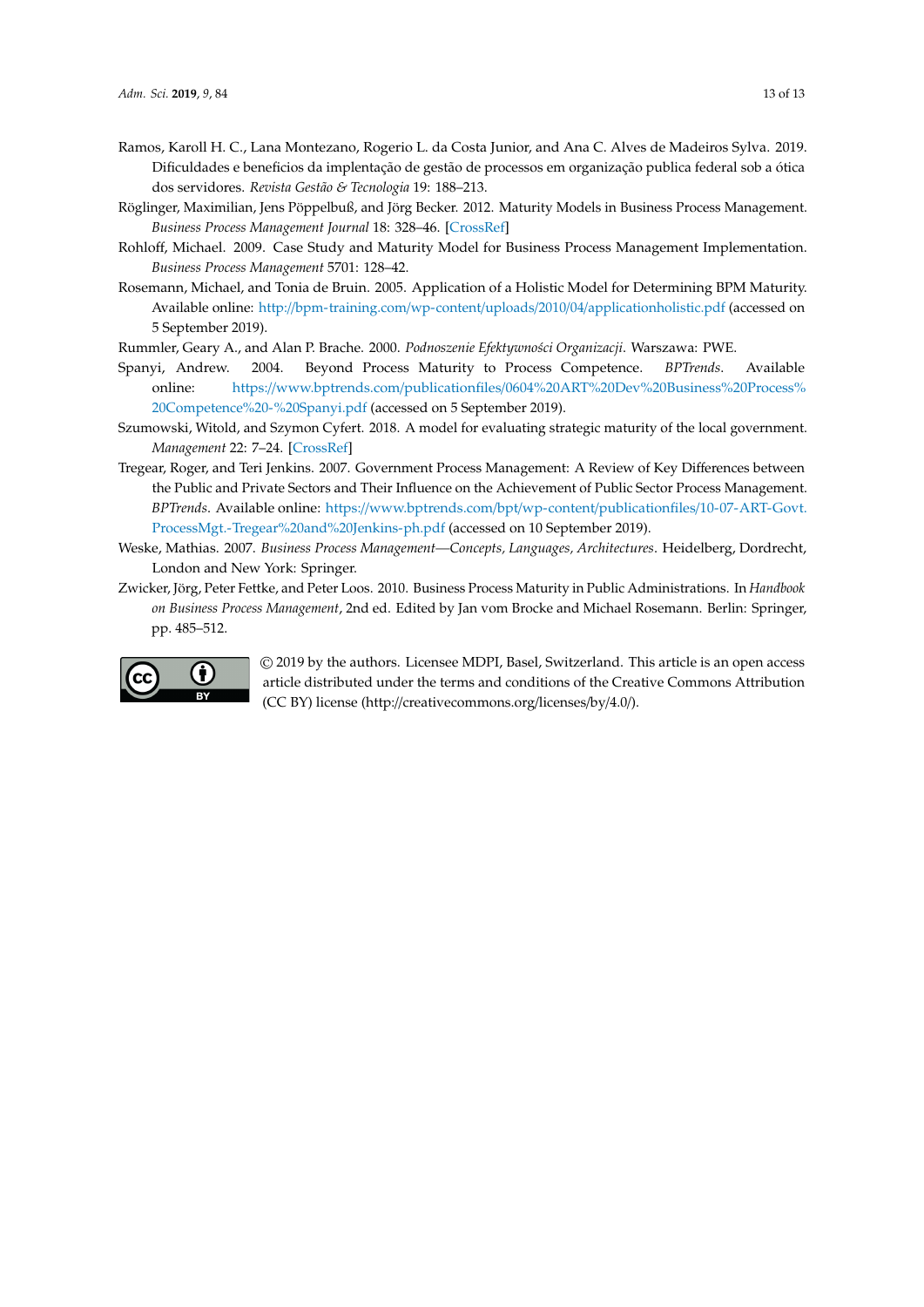Ramos, Karoll H. C., Lana Montezano, Rogerio L. da Costa Junior, and Ana C. Alves de Madeiros Sylva. 2019. Dificuldades e benefícios da implentação de gestão de processos em organização publica federal sob a ótica dos servidores. *Revista Gestão & Tecnologia* 19: 188–213.

Röglinger, Maximilian, Jens Pöppelbuß, and Jörg Becker. 2012. Maturity Models in Business Process Management. *Business Process Management Journal* 18: 328–46. [CrossRef]

Rohloff, Michael. 2009. Case Study and Maturity Model for Business Process Management Implementation. *Business Process Management* 5701: 128–42.

Rosemann, Michael, and Tonia de Bruin. 2005. Application of a Holistic Model for Determining BPM Maturity. Available online: http://bpm-training.com/wp-content/uploads/2010/04/applicationholistic.pdf (accessed on 5 September 2019).

Rummler, Geary A., and Alan P. Brache. 2000. *Podnoszenie Efektywności Organizacji*. Warszawa: PWE.

Spanyi, Andrew. 2004. Beyond Process Maturity to Process Competence. *BPTrends*. Available online: https://www.bptrends.com/publicationfiles/0604%20ART%20Dev%20Business%20Process%20Competence%20-%20Spanyi.pdf (accessed on 5 September 2019).

Szumowski, Witold, and Szymon Cyfert. 2018. A model for evaluating strategic maturity of the local government. *Management* 22: 7–24. [CrossRef]

Tregear, Roger, and Teri Jenkins. 2007. Government Process Management: A Review of Key Differences between the Public and Private Sectors and Their Influence on the Achievement of Public Sector Process Management. *BPTrends*. Available online: https://www.bptrends.com/bpt/wp-content/publicationfiles/10-07-ART-Govt.ProcessMgt.-Tregear%20and%20Jenkins-ph.pdf (accessed on 10 September 2019).

Weske, Mathias. 2007. *Business Process Management—Concepts, Languages, Architectures*. Heidelberg, Dordrecht, London and New York: Springer.

Zwicker, Jörg, Peter Fettke, and Peter Loos. 2010. Business Process Maturity in Public Administrations. In *Handbook on Business Process Management*, 2nd ed. Edited by Jan vom Brocke and Michael Rosemann. Berlin: Springer, pp. 485–512.

© 2019 by the authors. Licensee MDPI, Basel, Switzerland. This article is an open access article distributed under the terms and conditions of the Creative Commons Attribution (CC BY) license (http://creativecommons.org/licenses/by/4.0/).